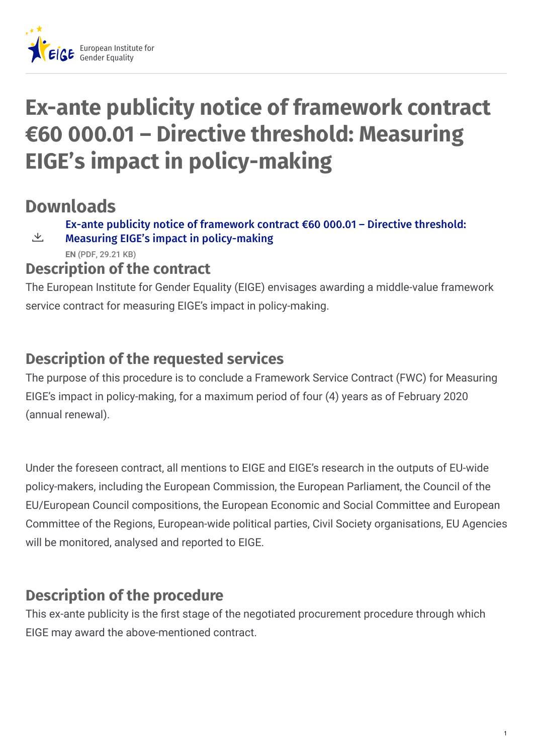European Institute for Gender Equality

# Ex-ante publicity notice of framework contract €60 000.01 – Directive threshold: Measuring EIGE's impact in policy-making

## Downloads

Ex-ante publicity notice of framework contract €60 000.01 – Directive threshold: Measuring EIGE's impact in policy-making

EN (PDF, 29.21 KB)

### Description of the contract

The European Institute for Gender Equality (EIGE) envisages awarding a middle-value framework service contract for measuring EIGE's impact in policy-making.

### Description of the requested services

The purpose of this procedure is to conclude a Framework Service Contract (FWC) for Measuring EIGE's impact in policy-making, for a maximum period of four (4) years as of February 2020 (annual renewal).

Under the foreseen contract, all mentions to EIGE and EIGE's research in the outputs of EU-wide policy-makers, including the European Commission, the European Parliament, the Council of the EU/European Council compositions, the European Economic and Social Committee and European Committee of the Regions, European-wide political parties, Civil Society organisations, EU Agencies will be monitored, analysed and reported to EIGE.

### Description of the procedure

This ex-ante publicity is the first stage of the negotiated procurement procedure through which EIGE may award the above-mentioned contract.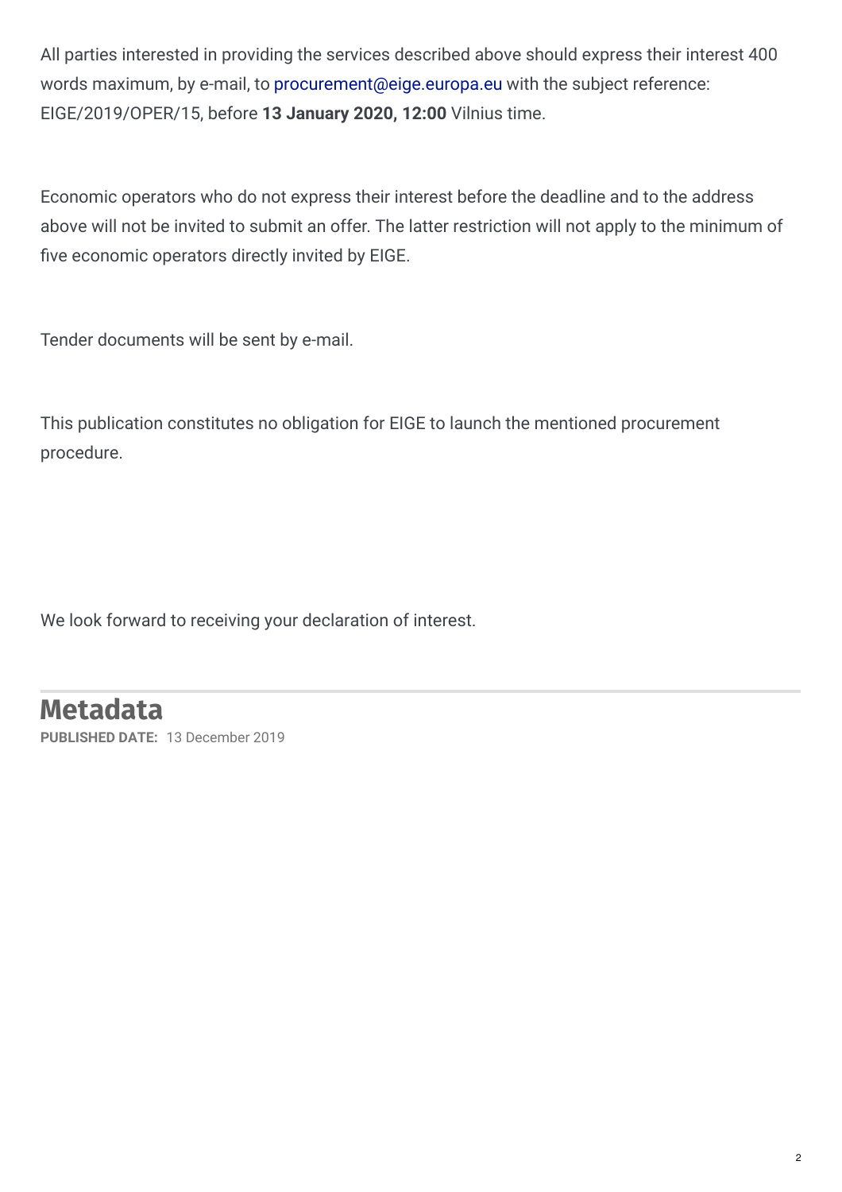All parties interested in providing the services described above should express their interest 400 words maximum, by e-mail, to procurement@eige.europa.eu with the subject reference: EIGE/2019/OPER/15, before **13 January 2020, 12:00** Vilnius time.

Economic operators who do not express their interest before the deadline and to the address above will not be invited to submit an offer. The latter restriction will not apply to the minimum of five economic operators directly invited by EIGE.

Tender documents will be sent by e-mail.

This publication constitutes no obligation for EIGE to launch the mentioned procurement procedure.

We look forward to receiving your declaration of interest.

## Metadata

**PUBLISHED DATE:** 13 December 2019